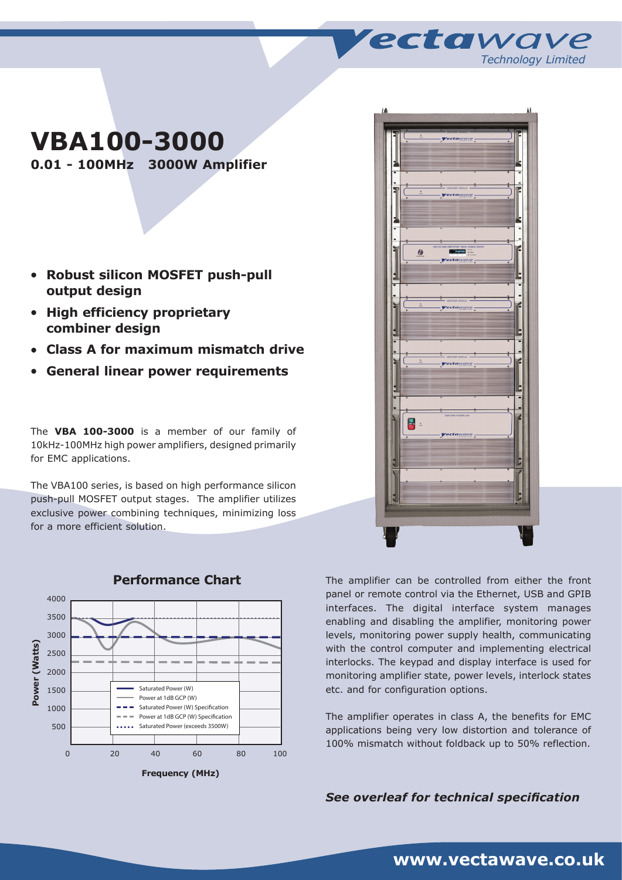# VBA100-3000

**0.01 - 100MHz 3000W Amplifier**

- **Robust silicon MOSFET push-pull output design**
- **High efficiency proprietary combiner design**
- **Class A for maximum mismatch drive**
- **General linear power requirements**

The **VBA 100-3000** is a member of our family of 10kHz-100MHz high power amplifiers, designed primarily for EMC applications.

The VBA100 series, is based on high performance silicon push-pull MOSFET output stages. The amplifier utilizes exclusive power combining techniques, minimizing loss for a more efficient solution.

## Performance Chart

The amplifier can be controlled from either the front panel or remote control via the Ethernet, USB and GPIB interfaces. The digital interface system manages enabling and disabling the amplifier, monitoring power levels, monitoring power supply health, communicating with the control computer and implementing electrical interlocks. The keypad and display interface is used for monitoring amplifier state, power levels, interlock states etc. and for configuration options.

The amplifier operates in class A, the benefits for EMC applications being very low distortion and tolerance of 100% mismatch without foldback up to 50% reflection.

***See overleaf for technical specification***

**www.vectawave.co.uk**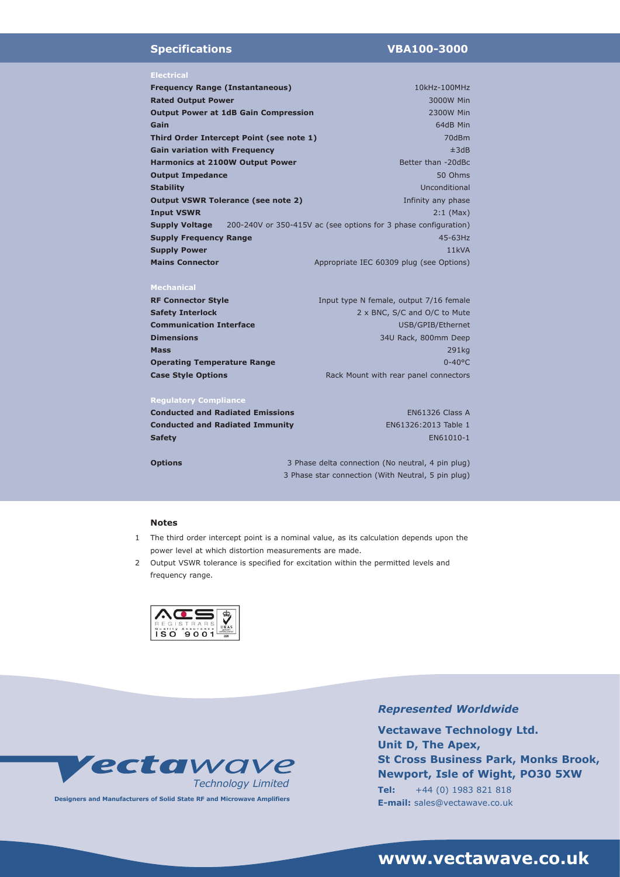## Specifications — VBA100-3000

| | |
|---|---|
| **Electrical** | |
| **Frequency Range (Instantaneous)** | 10kHz-100MHz |
| **Rated Output Power** | 3000W Min |
| **Output Power at 1dB Gain Compression** | 2300W Min |
| **Gain** | 64dB Min |
| **Third Order Intercept Point (see note 1)** | 70dBm |
| **Gain variation with Frequency** | ±3dB |
| **Harmonics at 2100W Output Power** | Better than -20dBc |
| **Output Impedance** | 50 Ohms |
| **Stability** | Unconditional |
| **Output VSWR Tolerance (see note 2)** | Infinity any phase |
| **Input VSWR** | 2:1 (Max) |
| **Supply Voltage** | 200-240V or 350-415V ac (see options for 3 phase configuration) |
| **Supply Frequency Range** | 45-63Hz |
| **Supply Power** | 11kVA |
| **Mains Connector** | Appropriate IEC 60309 plug (see Options) |
| **Mechanical** | |
| **RF Connector Style** | Input type N female, output 7/16 female |
| **Safety Interlock** | 2 x BNC, S/C and O/C to Mute |
| **Communication Interface** | USB/GPIB/Ethernet |
| **Dimensions** | 34U Rack, 800mm Deep |
| **Mass** | 291kg |
| **Operating Temperature Range** | 0-40°C |
| **Case Style Options** | Rack Mount with rear panel connectors |
| **Regulatory Compliance** | |
| **Conducted and Radiated Emissions** | EN61326 Class A |
| **Conducted and Radiated Immunity** | EN61326:2013 Table 1 |
| **Safety** | EN61010-1 |
| **Options** | 3 Phase delta connection (No neutral, 4 pin plug) |
| | 3 Phase star connection (With Neutral, 5 pin plug) |

### Notes

1. The third order intercept point is a nominal value, as its calculation depends upon the power level at which distortion measurements are made.
2. Output VSWR tolerance is specified for excitation within the permitted levels and frequency range.

ACS REGISTRARS Quality Assurance ISO 9001 UKAS

Vectawave Technology Limited

Designers and Manufacturers of Solid State RF and Microwave Amplifiers

*Represented Worldwide*

**Vectawave Technology Ltd.**
**Unit D, The Apex,**
**St Cross Business Park, Monks Brook,**
**Newport, Isle of Wight, PO30 5XW**

**Tel:** +44 (0) 1983 821 818
**E-mail:** sales@vectawave.co.uk

**www.vectawave.co.uk**